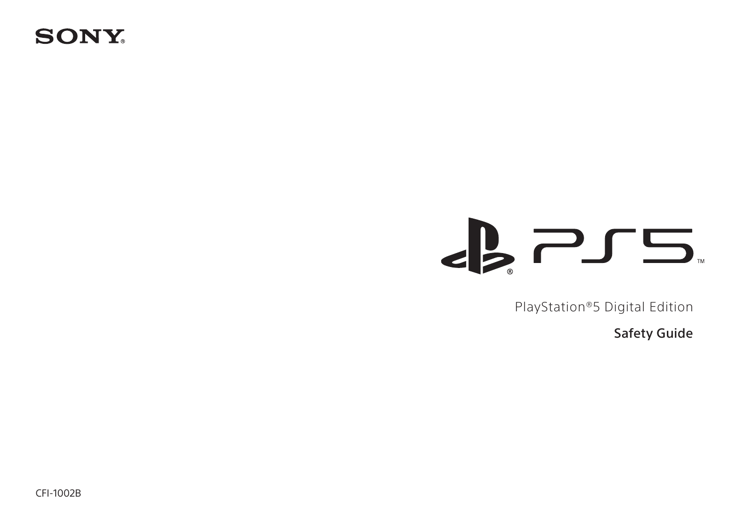SONY®

PS5™

PlayStation®5 Digital Edition

# Safety Guide

CFI-1002B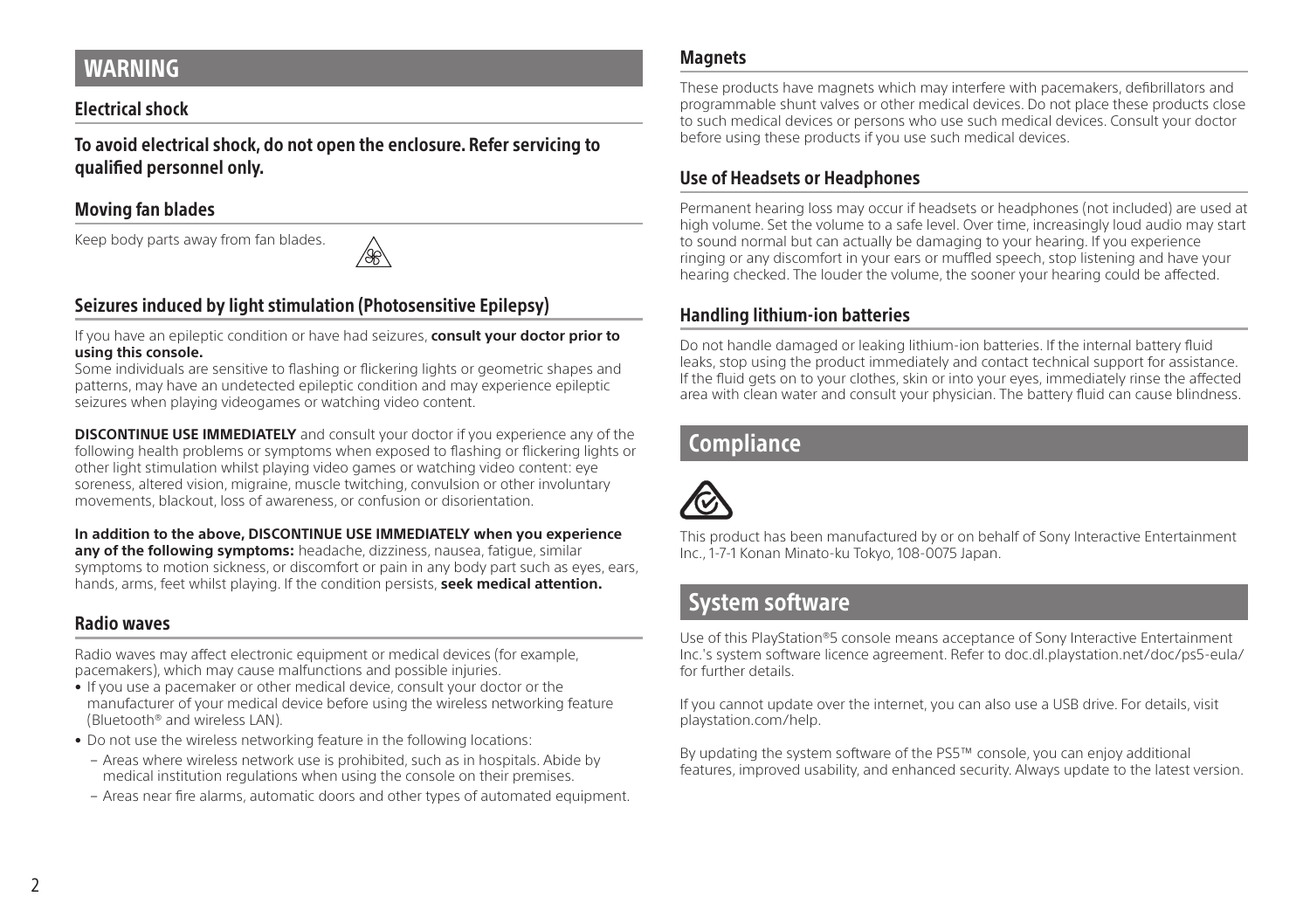## WARNING

### Electrical shock

**To avoid electrical shock, do not open the enclosure. Refer servicing to qualified personnel only.**

### Moving fan blades

Keep body parts away from fan blades.

### Seizures induced by light stimulation (Photosensitive Epilepsy)

If you have an epileptic condition or have had seizures, **consult your doctor prior to using this console.**
Some individuals are sensitive to flashing or flickering lights or geometric shapes and patterns, may have an undetected epileptic condition and may experience epileptic seizures when playing videogames or watching video content.

**DISCONTINUE USE IMMEDIATELY** and consult your doctor if you experience any of the following health problems or symptoms when exposed to flashing or flickering lights or other light stimulation whilst playing video games or watching video content: eye soreness, altered vision, migraine, muscle twitching, convulsion or other involuntary movements, blackout, loss of awareness, or confusion or disorientation.

**In addition to the above, DISCONTINUE USE IMMEDIATELY when you experience any of the following symptoms:** headache, dizziness, nausea, fatigue, similar symptoms to motion sickness, or discomfort or pain in any body part such as eyes, ears, hands, arms, feet whilst playing. If the condition persists, **seek medical attention.**

### Radio waves

Radio waves may affect electronic equipment or medical devices (for example, pacemakers), which may cause malfunctions and possible injuries.

- If you use a pacemaker or other medical device, consult your doctor or the manufacturer of your medical device before using the wireless networking feature (Bluetooth® and wireless LAN).
- Do not use the wireless networking feature in the following locations:
  - Areas where wireless network use is prohibited, such as in hospitals. Abide by medical institution regulations when using the console on their premises.
  - Areas near fire alarms, automatic doors and other types of automated equipment.

### Magnets

These products have magnets which may interfere with pacemakers, defibrillators and programmable shunt valves or other medical devices. Do not place these products close to such medical devices or persons who use such medical devices. Consult your doctor before using these products if you use such medical devices.

### Use of Headsets or Headphones

Permanent hearing loss may occur if headsets or headphones (not included) are used at high volume. Set the volume to a safe level. Over time, increasingly loud audio may start to sound normal but can actually be damaging to your hearing. If you experience ringing or any discomfort in your ears or muffled speech, stop listening and have your hearing checked. The louder the volume, the sooner your hearing could be affected.

### Handling lithium-ion batteries

Do not handle damaged or leaking lithium-ion batteries. If the internal battery fluid leaks, stop using the product immediately and contact technical support for assistance. If the fluid gets on to your clothes, skin or into your eyes, immediately rinse the affected area with clean water and consult your physician. The battery fluid can cause blindness.

## Compliance

This product has been manufactured by or on behalf of Sony Interactive Entertainment Inc., 1-7-1 Konan Minato-ku Tokyo, 108-0075 Japan.

## System software

Use of this PlayStation®5 console means acceptance of Sony Interactive Entertainment Inc.'s system software licence agreement. Refer to doc.dl.playstation.net/doc/ps5-eula/ for further details.

If you cannot update over the internet, you can also use a USB drive. For details, visit playstation.com/help.

By updating the system software of the PS5™ console, you can enjoy additional features, improved usability, and enhanced security. Always update to the latest version.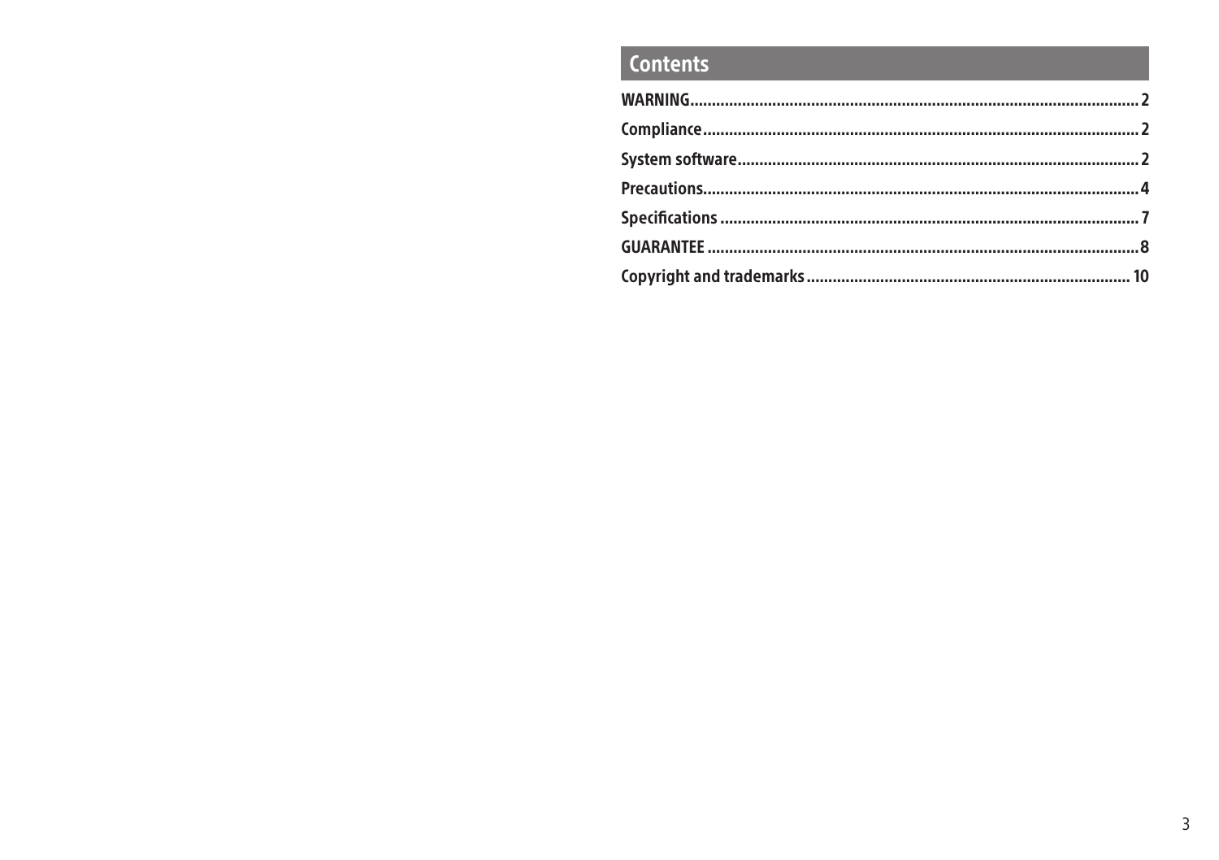## Contents

| | |
|---|---|
| WARNING | 2 |
| Compliance | 2 |
| System software | 2 |
| Precautions | 4 |
| Specifications | 7 |
| GUARANTEE | 8 |
| Copyright and trademarks | 10 |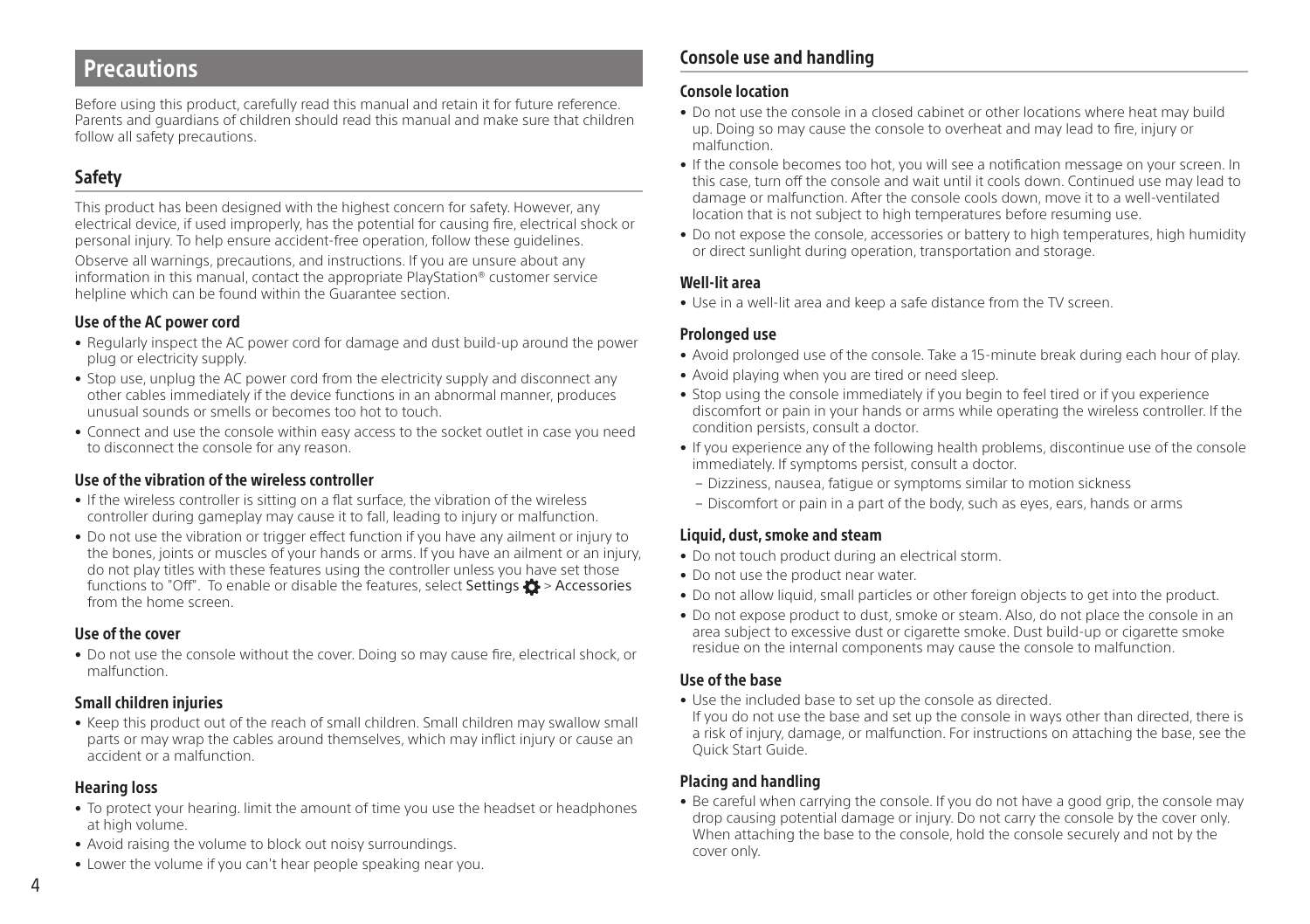# Precautions

Before using this product, carefully read this manual and retain it for future reference. Parents and guardians of children should read this manual and make sure that children follow all safety precautions.

## Safety

This product has been designed with the highest concern for safety. However, any electrical device, if used improperly, has the potential for causing fire, electrical shock or personal injury. To help ensure accident-free operation, follow these guidelines.

Observe all warnings, precautions, and instructions. If you are unsure about any information in this manual, contact the appropriate PlayStation® customer service helpline which can be found within the Guarantee section.

### Use of the AC power cord

- Regularly inspect the AC power cord for damage and dust build-up around the power plug or electricity supply.
- Stop use, unplug the AC power cord from the electricity supply and disconnect any other cables immediately if the device functions in an abnormal manner, produces unusual sounds or smells or becomes too hot to touch.
- Connect and use the console within easy access to the socket outlet in case you need to disconnect the console for any reason.

### Use of the vibration of the wireless controller

- If the wireless controller is sitting on a flat surface, the vibration of the wireless controller during gameplay may cause it to fall, leading to injury or malfunction.
- Do not use the vibration or trigger effect function if you have any ailment or injury to the bones, joints or muscles of your hands or arms. If you have an ailment or an injury, do not play titles with these features using the controller unless you have set those functions to "Off". To enable or disable the features, select Settings > Accessories from the home screen.

### Use of the cover

- Do not use the console without the cover. Doing so may cause fire, electrical shock, or malfunction.

### Small children injuries

- Keep this product out of the reach of small children. Small children may swallow small parts or may wrap the cables around themselves, which may inflict injury or cause an accident or a malfunction.

### Hearing loss

- To protect your hearing. limit the amount of time you use the headset or headphones at high volume.
- Avoid raising the volume to block out noisy surroundings.
- Lower the volume if you can't hear people speaking near you.

## Console use and handling

### Console location

- Do not use the console in a closed cabinet or other locations where heat may build up. Doing so may cause the console to overheat and may lead to fire, injury or malfunction.
- If the console becomes too hot, you will see a notification message on your screen. In this case, turn off the console and wait until it cools down. Continued use may lead to damage or malfunction. After the console cools down, move it to a well-ventilated location that is not subject to high temperatures before resuming use.
- Do not expose the console, accessories or battery to high temperatures, high humidity or direct sunlight during operation, transportation and storage.

### Well-lit area

- Use in a well-lit area and keep a safe distance from the TV screen.

### Prolonged use

- Avoid prolonged use of the console. Take a 15-minute break during each hour of play.
- Avoid playing when you are tired or need sleep.
- Stop using the console immediately if you begin to feel tired or if you experience discomfort or pain in your hands or arms while operating the wireless controller. If the condition persists, consult a doctor.
- If you experience any of the following health problems, discontinue use of the console immediately. If symptoms persist, consult a doctor.
  - Dizziness, nausea, fatigue or symptoms similar to motion sickness
  - Discomfort or pain in a part of the body, such as eyes, ears, hands or arms

### Liquid, dust, smoke and steam

- Do not touch product during an electrical storm.
- Do not use the product near water.
- Do not allow liquid, small particles or other foreign objects to get into the product.
- Do not expose product to dust, smoke or steam. Also, do not place the console in an area subject to excessive dust or cigarette smoke. Dust build-up or cigarette smoke residue on the internal components may cause the console to malfunction.

### Use of the base

- Use the included base to set up the console as directed.
  If you do not use the base and set up the console in ways other than directed, there is a risk of injury, damage, or malfunction. For instructions on attaching the base, see the Quick Start Guide.

### Placing and handling

- Be careful when carrying the console. If you do not have a good grip, the console may drop causing potential damage or injury. Do not carry the console by the cover only. When attaching the base to the console, hold the console securely and not by the cover only.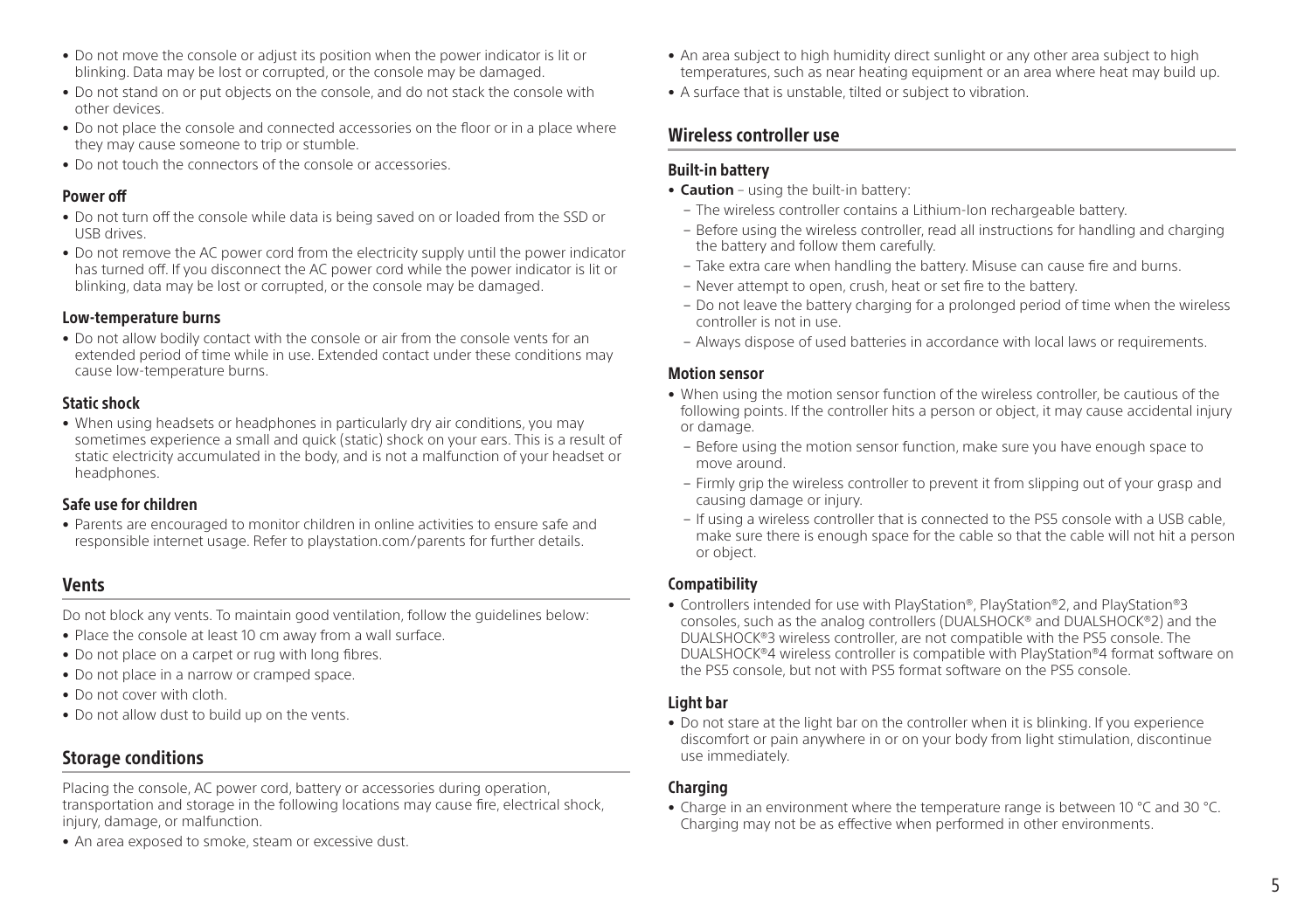- Do not move the console or adjust its position when the power indicator is lit or blinking. Data may be lost or corrupted, or the console may be damaged.
- Do not stand on or put objects on the console, and do not stack the console with other devices.
- Do not place the console and connected accessories on the floor or in a place where they may cause someone to trip or stumble.
- Do not touch the connectors of the console or accessories.

### Power off

- Do not turn off the console while data is being saved on or loaded from the SSD or USB drives.
- Do not remove the AC power cord from the electricity supply until the power indicator has turned off. If you disconnect the AC power cord while the power indicator is lit or blinking, data may be lost or corrupted, or the console may be damaged.

### Low-temperature burns

- Do not allow bodily contact with the console or air from the console vents for an extended period of time while in use. Extended contact under these conditions may cause low-temperature burns.

### Static shock

- When using headsets or headphones in particularly dry air conditions, you may sometimes experience a small and quick (static) shock on your ears. This is a result of static electricity accumulated in the body, and is not a malfunction of your headset or headphones.

### Safe use for children

- Parents are encouraged to monitor children in online activities to ensure safe and responsible internet usage. Refer to playstation.com/parents for further details.

## Vents

Do not block any vents. To maintain good ventilation, follow the guidelines below:

- Place the console at least 10 cm away from a wall surface.
- Do not place on a carpet or rug with long fibres.
- Do not place in a narrow or cramped space.
- Do not cover with cloth.
- Do not allow dust to build up on the vents.

## Storage conditions

Placing the console, AC power cord, battery or accessories during operation, transportation and storage in the following locations may cause fire, electrical shock, injury, damage, or malfunction.

- An area exposed to smoke, steam or excessive dust.
- An area subject to high humidity direct sunlight or any other area subject to high temperatures, such as near heating equipment or an area where heat may build up.
- A surface that is unstable, tilted or subject to vibration.

## Wireless controller use

### Built-in battery

- **Caution** – using the built-in battery:
  - The wireless controller contains a Lithium-Ion rechargeable battery.
  - Before using the wireless controller, read all instructions for handling and charging the battery and follow them carefully.
  - Take extra care when handling the battery. Misuse can cause fire and burns.
  - Never attempt to open, crush, heat or set fire to the battery.
  - Do not leave the battery charging for a prolonged period of time when the wireless controller is not in use.
  - Always dispose of used batteries in accordance with local laws or requirements.

### Motion sensor

- When using the motion sensor function of the wireless controller, be cautious of the following points. If the controller hits a person or object, it may cause accidental injury or damage.
  - Before using the motion sensor function, make sure you have enough space to move around.
  - Firmly grip the wireless controller to prevent it from slipping out of your grasp and causing damage or injury.
  - If using a wireless controller that is connected to the PS5 console with a USB cable, make sure there is enough space for the cable so that the cable will not hit a person or object.

### Compatibility

- Controllers intended for use with PlayStation®, PlayStation®2, and PlayStation®3 consoles, such as the analog controllers (DUALSHOCK® and DUALSHOCK®2) and the DUALSHOCK®3 wireless controller, are not compatible with the PS5 console. The DUALSHOCK®4 wireless controller is compatible with PlayStation®4 format software on the PS5 console, but not with PS5 format software on the PS5 console.

### Light bar

- Do not stare at the light bar on the controller when it is blinking. If you experience discomfort or pain anywhere in or on your body from light stimulation, discontinue use immediately.

### Charging

- Charge in an environment where the temperature range is between 10 °C and 30 °C. Charging may not be as effective when performed in other environments.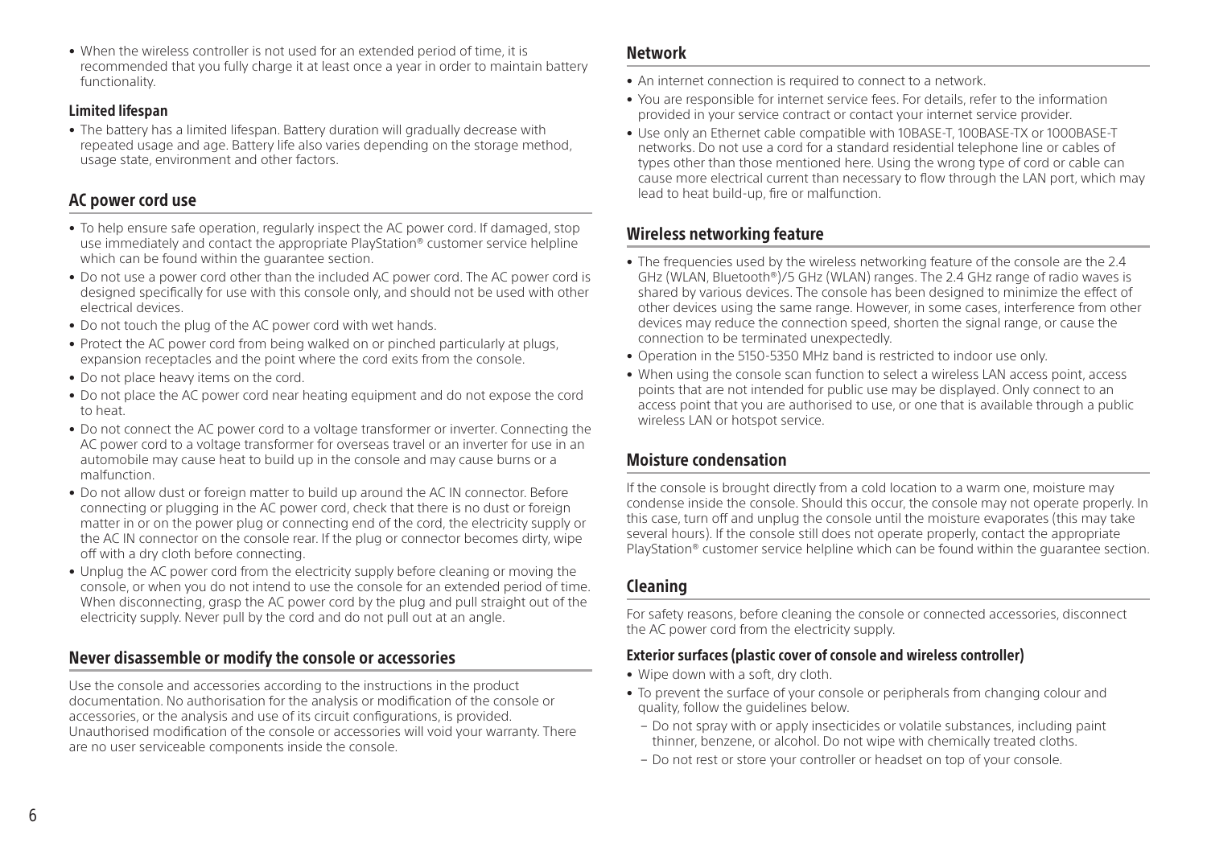- When the wireless controller is not used for an extended period of time, it is recommended that you fully charge it at least once a year in order to maintain battery functionality.

### Limited lifespan

- The battery has a limited lifespan. Battery duration will gradually decrease with repeated usage and age. Battery life also varies depending on the storage method, usage state, environment and other factors.

## AC power cord use

- To help ensure safe operation, regularly inspect the AC power cord. If damaged, stop use immediately and contact the appropriate PlayStation® customer service helpline which can be found within the guarantee section.
- Do not use a power cord other than the included AC power cord. The AC power cord is designed specifically for use with this console only, and should not be used with other electrical devices.
- Do not touch the plug of the AC power cord with wet hands.
- Protect the AC power cord from being walked on or pinched particularly at plugs, expansion receptacles and the point where the cord exits from the console.
- Do not place heavy items on the cord.
- Do not place the AC power cord near heating equipment and do not expose the cord to heat.
- Do not connect the AC power cord to a voltage transformer or inverter. Connecting the AC power cord to a voltage transformer for overseas travel or an inverter for use in an automobile may cause heat to build up in the console and may cause burns or a malfunction.
- Do not allow dust or foreign matter to build up around the AC IN connector. Before connecting or plugging in the AC power cord, check that there is no dust or foreign matter in or on the power plug or connecting end of the cord, the electricity supply or the AC IN connector on the console rear. If the plug or connector becomes dirty, wipe off with a dry cloth before connecting.
- Unplug the AC power cord from the electricity supply before cleaning or moving the console, or when you do not intend to use the console for an extended period of time. When disconnecting, grasp the AC power cord by the plug and pull straight out of the electricity supply. Never pull by the cord and do not pull out at an angle.

## Never disassemble or modify the console or accessories

Use the console and accessories according to the instructions in the product documentation. No authorisation for the analysis or modification of the console or accessories, or the analysis and use of its circuit configurations, is provided. Unauthorised modification of the console or accessories will void your warranty. There are no user serviceable components inside the console.

## Network

- An internet connection is required to connect to a network.
- You are responsible for internet service fees. For details, refer to the information provided in your service contract or contact your internet service provider.
- Use only an Ethernet cable compatible with 10BASE-T, 100BASE-TX or 1000BASE-T networks. Do not use a cord for a standard residential telephone line or cables of types other than those mentioned here. Using the wrong type of cord or cable can cause more electrical current than necessary to flow through the LAN port, which may lead to heat build-up, fire or malfunction.

## Wireless networking feature

- The frequencies used by the wireless networking feature of the console are the 2.4 GHz (WLAN, Bluetooth®)/5 GHz (WLAN) ranges. The 2.4 GHz range of radio waves is shared by various devices. The console has been designed to minimize the effect of other devices using the same range. However, in some cases, interference from other devices may reduce the connection speed, shorten the signal range, or cause the connection to be terminated unexpectedly.
- Operation in the 5150-5350 MHz band is restricted to indoor use only.
- When using the console scan function to select a wireless LAN access point, access points that are not intended for public use may be displayed. Only connect to an access point that you are authorised to use, or one that is available through a public wireless LAN or hotspot service.

## Moisture condensation

If the console is brought directly from a cold location to a warm one, moisture may condense inside the console. Should this occur, the console may not operate properly. In this case, turn off and unplug the console until the moisture evaporates (this may take several hours). If the console still does not operate properly, contact the appropriate PlayStation® customer service helpline which can be found within the guarantee section.

## Cleaning

For safety reasons, before cleaning the console or connected accessories, disconnect the AC power cord from the electricity supply.

### Exterior surfaces (plastic cover of console and wireless controller)

- Wipe down with a soft, dry cloth.
- To prevent the surface of your console or peripherals from changing colour and quality, follow the guidelines below.
  - Do not spray with or apply insecticides or volatile substances, including paint thinner, benzene, or alcohol. Do not wipe with chemically treated cloths.
  - Do not rest or store your controller or headset on top of your console.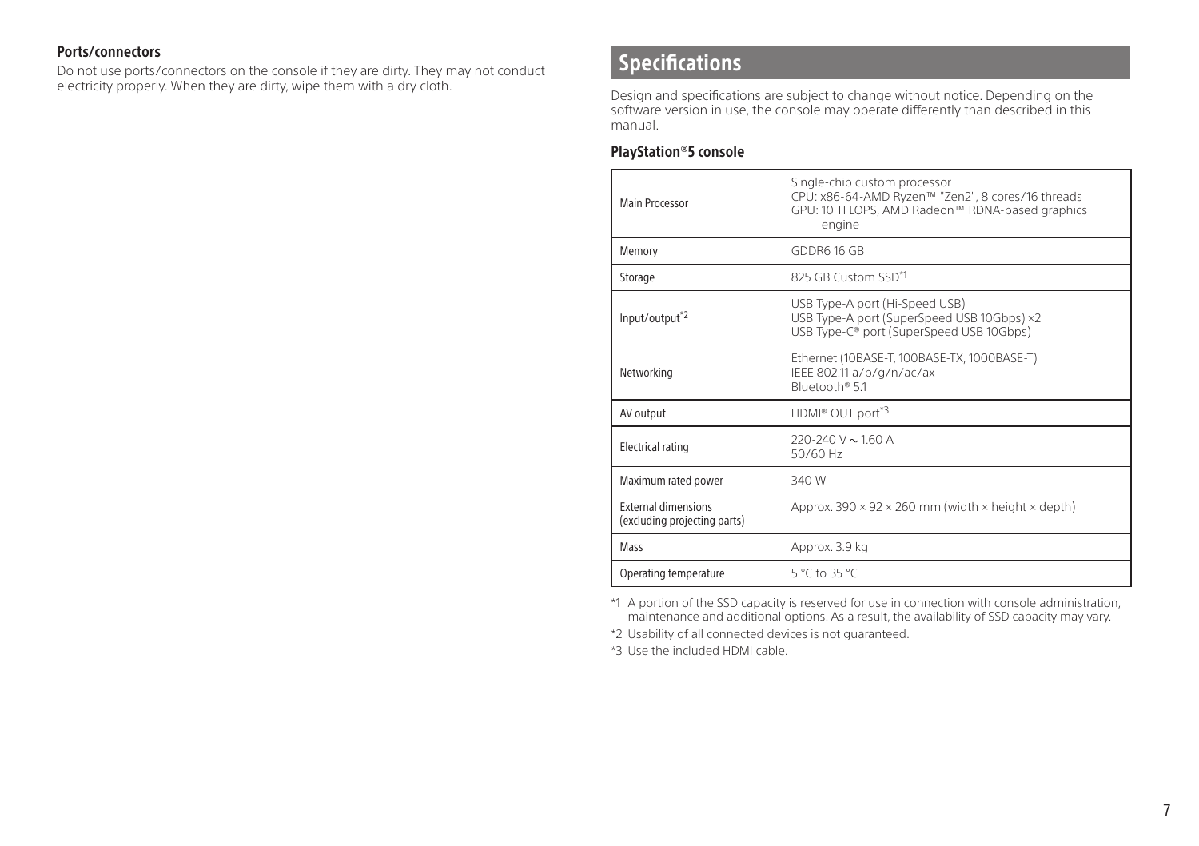#### Ports/connectors

Do not use ports/connectors on the console if they are dirty. They may not conduct electricity properly. When they are dirty, wipe them with a dry cloth.

## Specifications

Design and specifications are subject to change without notice. Depending on the software version in use, the console may operate differently than described in this manual.

### PlayStation®5 console

| | |
|---|---|
| Main Processor | Single-chip custom processor<br>CPU: x86-64-AMD Ryzen™ "Zen2", 8 cores/16 threads<br>GPU: 10 TFLOPS, AMD Radeon™ RDNA-based graphics engine |
| Memory | GDDR6 16 GB |
| Storage | 825 GB Custom SSD*1 |
| Input/output*2 | USB Type-A port (Hi-Speed USB)<br>USB Type-A port (SuperSpeed USB 10Gbps) ×2<br>USB Type-C® port (SuperSpeed USB 10Gbps) |
| Networking | Ethernet (10BASE-T, 100BASE-TX, 1000BASE-T)<br>IEEE 802.11 a/b/g/n/ac/ax<br>Bluetooth® 5.1 |
| AV output | HDMI® OUT port*3 |
| Electrical rating | 220-240 V ~ 1.60 A<br>50/60 Hz |
| Maximum rated power | 340 W |
| External dimensions (excluding projecting parts) | Approx. 390 × 92 × 260 mm (width × height × depth) |
| Mass | Approx. 3.9 kg |
| Operating temperature | 5 °C to 35 °C |

*1 A portion of the SSD capacity is reserved for use in connection with console administration, maintenance and additional options. As a result, the availability of SSD capacity may vary.

*2 Usability of all connected devices is not guaranteed.

*3 Use the included HDMI cable.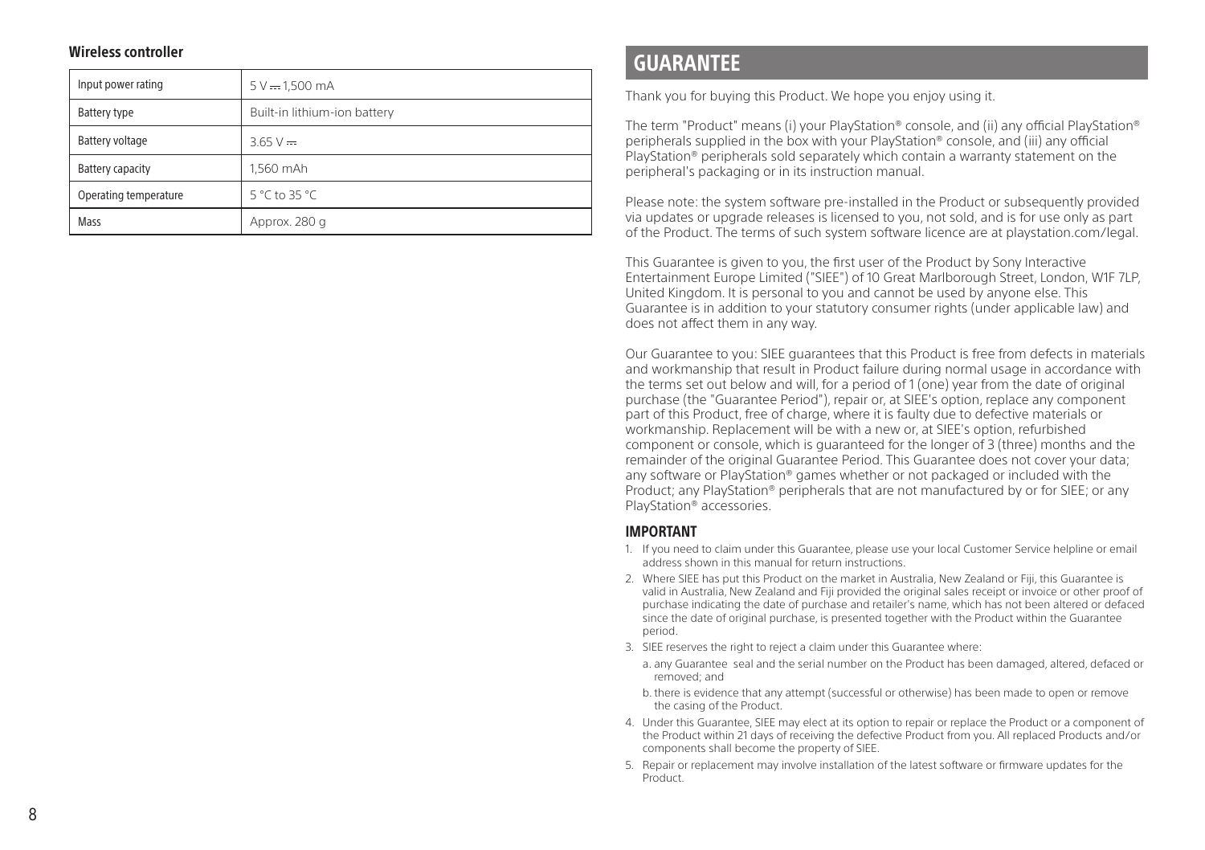### Wireless controller

| Input power rating | 5 V ⎓ 1,500 mA |
|---|---|
| Battery type | Built-in lithium-ion battery |
| Battery voltage | 3.65 V ⎓ |
| Battery capacity | 1,560 mAh |
| Operating temperature | 5 °C to 35 °C |
| Mass | Approx. 280 g |

## GUARANTEE

Thank you for buying this Product. We hope you enjoy using it.

The term "Product" means (i) your PlayStation® console, and (ii) any official PlayStation® peripherals supplied in the box with your PlayStation® console, and (iii) any official PlayStation® peripherals sold separately which contain a warranty statement on the peripheral's packaging or in its instruction manual.

Please note: the system software pre-installed in the Product or subsequently provided via updates or upgrade releases is licensed to you, not sold, and is for use only as part of the Product. The terms of such system software licence are at playstation.com/legal.

This Guarantee is given to you, the first user of the Product by Sony Interactive Entertainment Europe Limited ("SIEE") of 10 Great Marlborough Street, London, W1F 7LP, United Kingdom. It is personal to you and cannot be used by anyone else. This Guarantee is in addition to your statutory consumer rights (under applicable law) and does not affect them in any way.

Our Guarantee to you: SIEE guarantees that this Product is free from defects in materials and workmanship that result in Product failure during normal usage in accordance with the terms set out below and will, for a period of 1 (one) year from the date of original purchase (the "Guarantee Period"), repair or, at SIEE's option, replace any component part of this Product, free of charge, where it is faulty due to defective materials or workmanship. Replacement will be with a new or, at SIEE's option, refurbished component or console, which is guaranteed for the longer of 3 (three) months and the remainder of the original Guarantee Period. This Guarantee does not cover your data; any software or PlayStation® games whether or not packaged or included with the Product; any PlayStation® peripherals that are not manufactured by or for SIEE; or any PlayStation® accessories.

### IMPORTANT

1. If you need to claim under this Guarantee, please use your local Customer Service helpline or email address shown in this manual for return instructions.
2. Where SIEE has put this Product on the market in Australia, New Zealand or Fiji, this Guarantee is valid in Australia, New Zealand and Fiji provided the original sales receipt or invoice or other proof of purchase indicating the date of purchase and retailer's name, which has not been altered or defaced since the date of original purchase, is presented together with the Product within the Guarantee period.
3. SIEE reserves the right to reject a claim under this Guarantee where:
   a. any Guarantee seal and the serial number on the Product has been damaged, altered, defaced or removed; and
   b. there is evidence that any attempt (successful or otherwise) has been made to open or remove the casing of the Product.
4. Under this Guarantee, SIEE may elect at its option to repair or replace the Product or a component of the Product within 21 days of receiving the defective Product from you. All replaced Products and/or components shall become the property of SIEE.
5. Repair or replacement may involve installation of the latest software or firmware updates for the Product.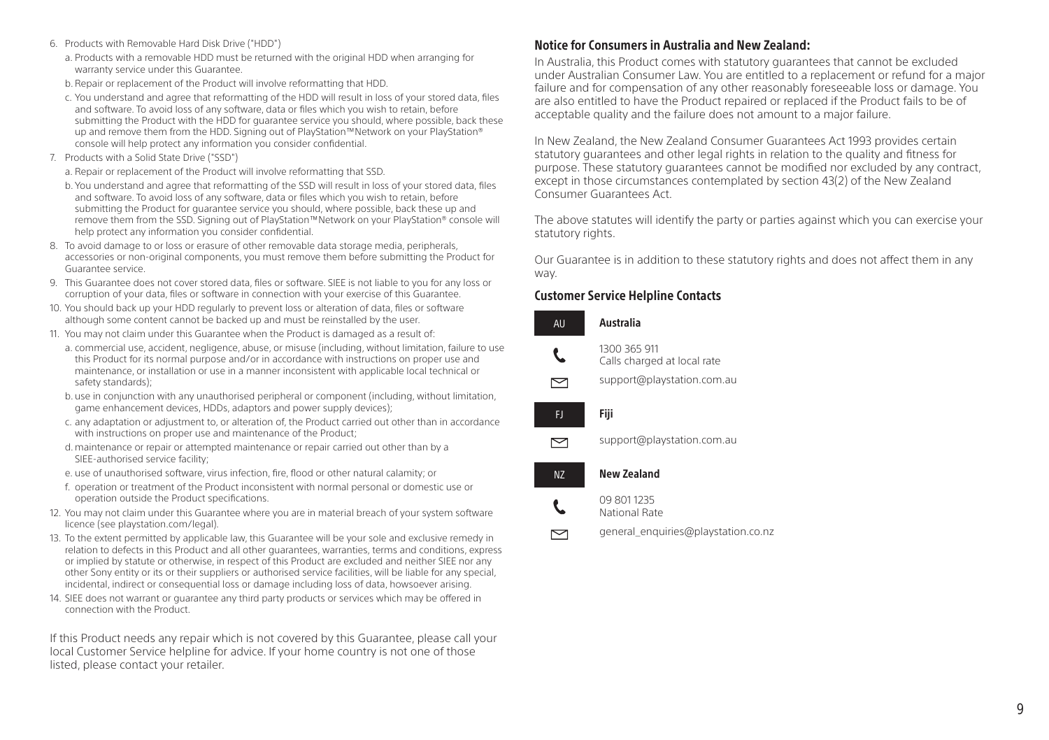6. Products with Removable Hard Disk Drive ("HDD")
   a. Products with a removable HDD must be returned with the original HDD when arranging for warranty service under this Guarantee.
   b. Repair or replacement of the Product will involve reformatting that HDD.
   c. You understand and agree that reformatting of the HDD will result in loss of your stored data, files and software. To avoid loss of any software, data or files which you wish to retain, before submitting the Product with the HDD for guarantee service you should, where possible, back these up and remove them from the HDD. Signing out of PlayStation™Network on your PlayStation® console will help protect any information you consider confidential.
7. Products with a Solid State Drive ("SSD")
   a. Repair or replacement of the Product will involve reformatting that SSD.
   b. You understand and agree that reformatting of the SSD will result in loss of your stored data, files and software. To avoid loss of any software, data or files which you wish to retain, before submitting the Product for guarantee service you should, where possible, back these up and remove them from the SSD. Signing out of PlayStation™Network on your PlayStation® console will help protect any information you consider confidential.
8. To avoid damage to or loss or erasure of other removable data storage media, peripherals, accessories or non-original components, you must remove them before submitting the Product for Guarantee service.
9. This Guarantee does not cover stored data, files or software. SIEE is not liable to you for any loss or corruption of your data, files or software in connection with your exercise of this Guarantee.
10. You should back up your HDD regularly to prevent loss or alteration of data, files or software although some content cannot be backed up and must be reinstalled by the user.
11. You may not claim under this Guarantee when the Product is damaged as a result of:
    a. commercial use, accident, negligence, abuse, or misuse (including, without limitation, failure to use this Product for its normal purpose and/or in accordance with instructions on proper use and maintenance, or installation or use in a manner inconsistent with applicable local technical or safety standards);
    b. use in conjunction with any unauthorised peripheral or component (including, without limitation, game enhancement devices, HDDs, adaptors and power supply devices);
    c. any adaptation or adjustment to, or alteration of, the Product carried out other than in accordance with instructions on proper use and maintenance of the Product;
    d. maintenance or repair or attempted maintenance or repair carried out other than by a SIEE-authorised service facility;
    e. use of unauthorised software, virus infection, fire, flood or other natural calamity; or
    f. operation or treatment of the Product inconsistent with normal personal or domestic use or operation outside the Product specifications.
12. You may not claim under this Guarantee where you are in material breach of your system software licence (see playstation.com/legal).
13. To the extent permitted by applicable law, this Guarantee will be your sole and exclusive remedy in relation to defects in this Product and all other guarantees, warranties, terms and conditions, express or implied by statute or otherwise, in respect of this Product are excluded and neither SIEE nor any other Sony entity or its or their suppliers or authorised service facilities, will be liable for any special, incidental, indirect or consequential loss or damage including loss of data, howsoever arising.
14. SIEE does not warrant or guarantee any third party products or services which may be offered in connection with the Product.

If this Product needs any repair which is not covered by this Guarantee, please call your local Customer Service helpline for advice. If your home country is not one of those listed, please contact your retailer.

## Notice for Consumers in Australia and New Zealand:

In Australia, this Product comes with statutory guarantees that cannot be excluded under Australian Consumer Law. You are entitled to a replacement or refund for a major failure and for compensation of any other reasonably foreseeable loss or damage. You are also entitled to have the Product repaired or replaced if the Product fails to be of acceptable quality and the failure does not amount to a major failure.

In New Zealand, the New Zealand Consumer Guarantees Act 1993 provides certain statutory guarantees and other legal rights in relation to the quality and fitness for purpose. These statutory guarantees cannot be modified nor excluded by any contract, except in those circumstances contemplated by section 43(2) of the New Zealand Consumer Guarantees Act.

The above statutes will identify the party or parties against which you can exercise your statutory rights.

Our Guarantee is in addition to these statutory rights and does not affect them in any way.

## Customer Service Helpline Contacts

**AU — Australia**

1300 365 911
Calls charged at local rate

support@playstation.com.au

**FJ — Fiji**

support@playstation.com.au

**NZ — New Zealand**

09 801 1235
National Rate

general_enquiries@playstation.co.nz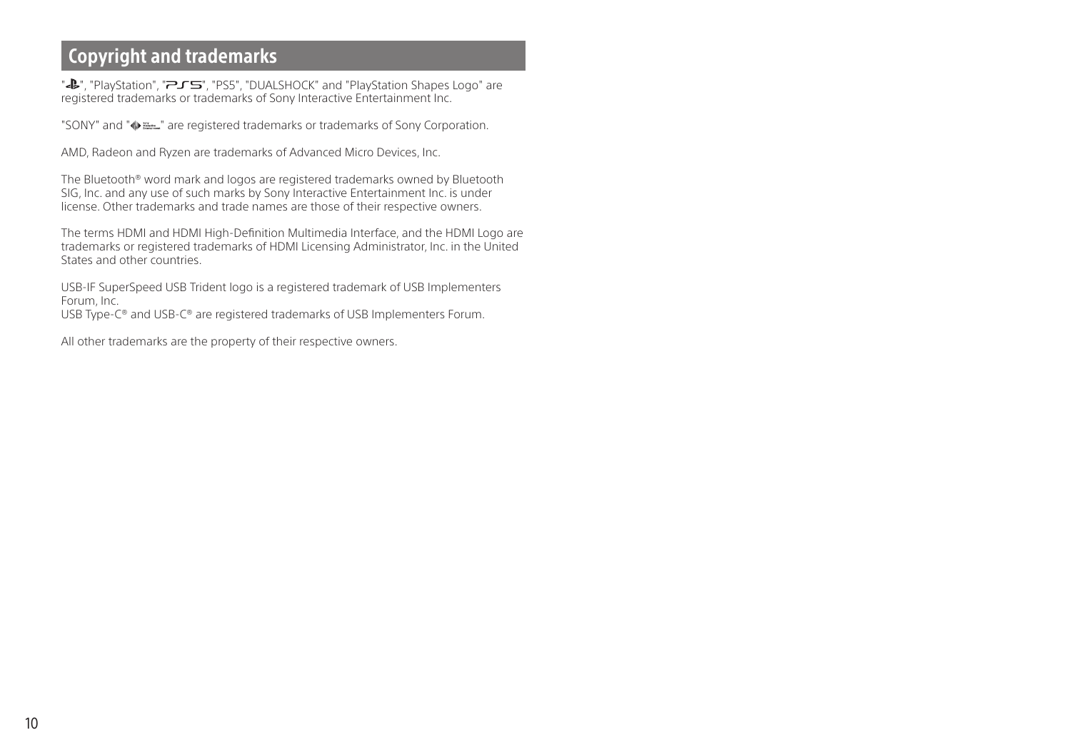## Copyright and trademarks

"PS logo", "PlayStation", "PS5 logo", "PS5", "DUALSHOCK" and "PlayStation Shapes Logo" are registered trademarks or trademarks of Sony Interactive Entertainment Inc.

"SONY" and "Sony Interactive Entertainment logo" are registered trademarks or trademarks of Sony Corporation.

AMD, Radeon and Ryzen are trademarks of Advanced Micro Devices, Inc.

The Bluetooth® word mark and logos are registered trademarks owned by Bluetooth SIG, Inc. and any use of such marks by Sony Interactive Entertainment Inc. is under license. Other trademarks and trade names are those of their respective owners.

The terms HDMI and HDMI High-Definition Multimedia Interface, and the HDMI Logo are trademarks or registered trademarks of HDMI Licensing Administrator, Inc. in the United States and other countries.

USB-IF SuperSpeed USB Trident logo is a registered trademark of USB Implementers Forum, Inc.
USB Type-C® and USB-C® are registered trademarks of USB Implementers Forum.

All other trademarks are the property of their respective owners.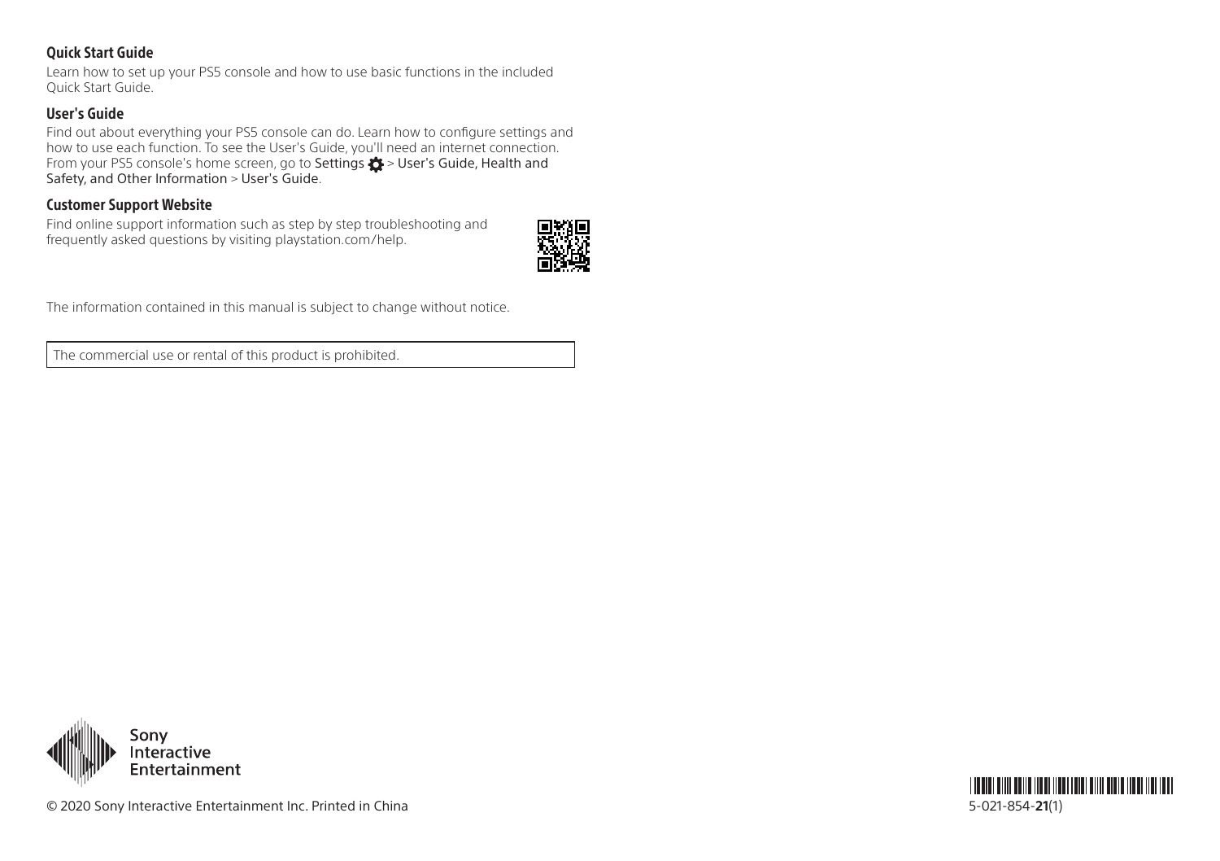### Quick Start Guide

Learn how to set up your PS5 console and how to use basic functions in the included Quick Start Guide.

### User's Guide

Find out about everything your PS5 console can do. Learn how to configure settings and how to use each function. To see the User's Guide, you'll need an internet connection. From your PS5 console's home screen, go to Settings > User's Guide, Health and Safety, and Other Information > User's Guide.

### Customer Support Website

Find online support information such as step by step troubleshooting and frequently asked questions by visiting playstation.com/help.

The information contained in this manual is subject to change without notice.

The commercial use or rental of this product is prohibited.

Sony Interactive Entertainment

© 2020 Sony Interactive Entertainment Inc. Printed in China

5-021-854-**21**(1)